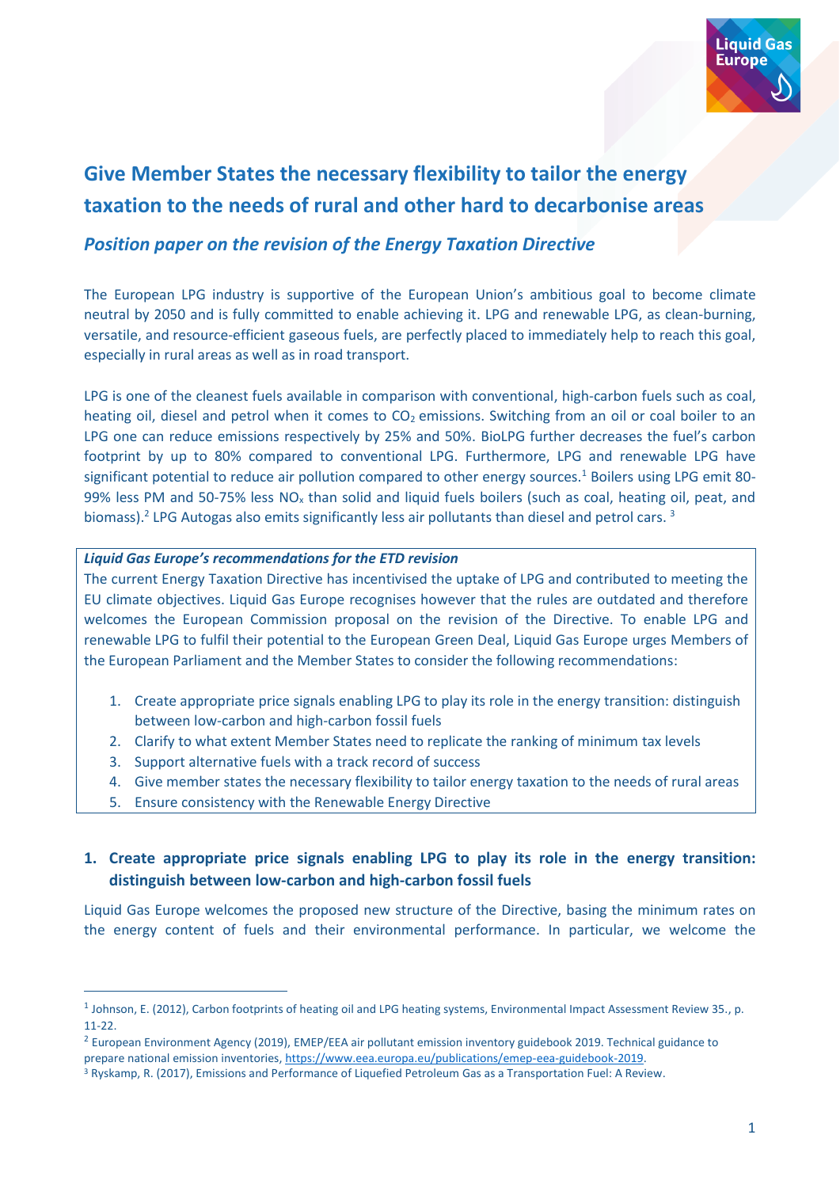# Give Member States the necessary flexibility to tailor the energy taxation to the needs of rural and other hard to decarbonise areas

## *Position paper on the revision of the Energy Taxation Directive*

The European LPG industry is supportive of the European Union's ambitious goal to become climate neutral by 2050 and is fully committed to enable achieving it. LPG and renewable LPG, as clean-burning, versatile, and resource-efficient gaseous fuels, are perfectly placed to immediately help to reach this goal, especially in rural areas as well as in road transport.

LPG is one of the cleanest fuels available in comparison with conventional, high-carbon fuels such as coal, heating oil, diesel and petrol when it comes to $CO_2$ emissions. Switching from an oil or coal boiler to an LPG one can reduce emissions respectively by 25% and 50%. BioLPG further decreases the fuel's carbon footprint by up to 80% compared to conventional LPG. Furthermore, LPG and renewable LPG have significant potential to reduce air pollution compared to other energy sources.[1] Boilers using LPG emit 80-99% less PM and 50-75% less $NO_x$ than solid and liquid fuels boilers (such as coal, heating oil, peat, and biomass).[2] LPG Autogas also emits significantly less air pollutants than diesel and petrol cars.[3]

***Liquid Gas Europe's recommendations for the ETD revision***

The current Energy Taxation Directive has incentivised the uptake of LPG and contributed to meeting the EU climate objectives. Liquid Gas Europe recognises however that the rules are outdated and therefore welcomes the European Commission proposal on the revision of the Directive. To enable LPG and renewable LPG to fulfil their potential to the European Green Deal, Liquid Gas Europe urges Members of the European Parliament and the Member States to consider the following recommendations:

1. Create appropriate price signals enabling LPG to play its role in the energy transition: distinguish between low-carbon and high-carbon fossil fuels
2. Clarify to what extent Member States need to replicate the ranking of minimum tax levels
3. Support alternative fuels with a track record of success
4. Give member states the necessary flexibility to tailor energy taxation to the needs of rural areas
5. Ensure consistency with the Renewable Energy Directive

### 1. Create appropriate price signals enabling LPG to play its role in the energy transition: distinguish between low-carbon and high-carbon fossil fuels

Liquid Gas Europe welcomes the proposed new structure of the Directive, basing the minimum rates on the energy content of fuels and their environmental performance. In particular, we welcome the

---

[1] Johnson, E. (2012), Carbon footprints of heating oil and LPG heating systems, Environmental Impact Assessment Review 35., p. 11-22.

[2] European Environment Agency (2019), EMEP/EEA air pollutant emission inventory guidebook 2019. Technical guidance to prepare national emission inventories, https://www.eea.europa.eu/publications/emep-eea-guidebook-2019.

[3] Ryskamp, R. (2017), Emissions and Performance of Liquefied Petroleum Gas as a Transportation Fuel: A Review.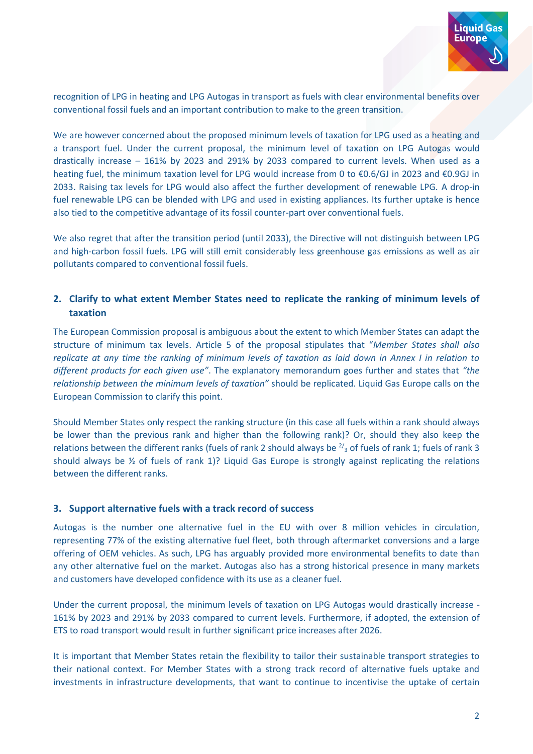recognition of LPG in heating and LPG Autogas in transport as fuels with clear environmental benefits over conventional fossil fuels and an important contribution to make to the green transition.

We are however concerned about the proposed minimum levels of taxation for LPG used as a heating and a transport fuel. Under the current proposal, the minimum level of taxation on LPG Autogas would drastically increase – 161% by 2023 and 291% by 2033 compared to current levels. When used as a heating fuel, the minimum taxation level for LPG would increase from 0 to €0.6/GJ in 2023 and €0.9GJ in 2033. Raising tax levels for LPG would also affect the further development of renewable LPG. A drop-in fuel renewable LPG can be blended with LPG and used in existing appliances. Its further uptake is hence also tied to the competitive advantage of its fossil counter-part over conventional fuels.

We also regret that after the transition period (until 2033), the Directive will not distinguish between LPG and high-carbon fossil fuels. LPG will still emit considerably less greenhouse gas emissions as well as air pollutants compared to conventional fossil fuels.

## 2. Clarify to what extent Member States need to replicate the ranking of minimum levels of taxation

The European Commission proposal is ambiguous about the extent to which Member States can adapt the structure of minimum tax levels. Article 5 of the proposal stipulates that "*Member States shall also replicate at any time the ranking of minimum levels of taxation as laid down in Annex I in relation to different products for each given use*". The explanatory memorandum goes further and states that *"the relationship between the minimum levels of taxation"* should be replicated. Liquid Gas Europe calls on the European Commission to clarify this point.

Should Member States only respect the ranking structure (in this case all fuels within a rank should always be lower than the previous rank and higher than the following rank)? Or, should they also keep the relations between the different ranks (fuels of rank 2 should always be $^{2}/_{3}$ of fuels of rank 1; fuels of rank 3 should always be ½ of fuels of rank 1)? Liquid Gas Europe is strongly against replicating the relations between the different ranks.

## 3. Support alternative fuels with a track record of success

Autogas is the number one alternative fuel in the EU with over 8 million vehicles in circulation, representing 77% of the existing alternative fuel fleet, both through aftermarket conversions and a large offering of OEM vehicles. As such, LPG has arguably provided more environmental benefits to date than any other alternative fuel on the market. Autogas also has a strong historical presence in many markets and customers have developed confidence with its use as a cleaner fuel.

Under the current proposal, the minimum levels of taxation on LPG Autogas would drastically increase - 161% by 2023 and 291% by 2033 compared to current levels. Furthermore, if adopted, the extension of ETS to road transport would result in further significant price increases after 2026.

It is important that Member States retain the flexibility to tailor their sustainable transport strategies to their national context. For Member States with a strong track record of alternative fuels uptake and investments in infrastructure developments, that want to continue to incentivise the uptake of certain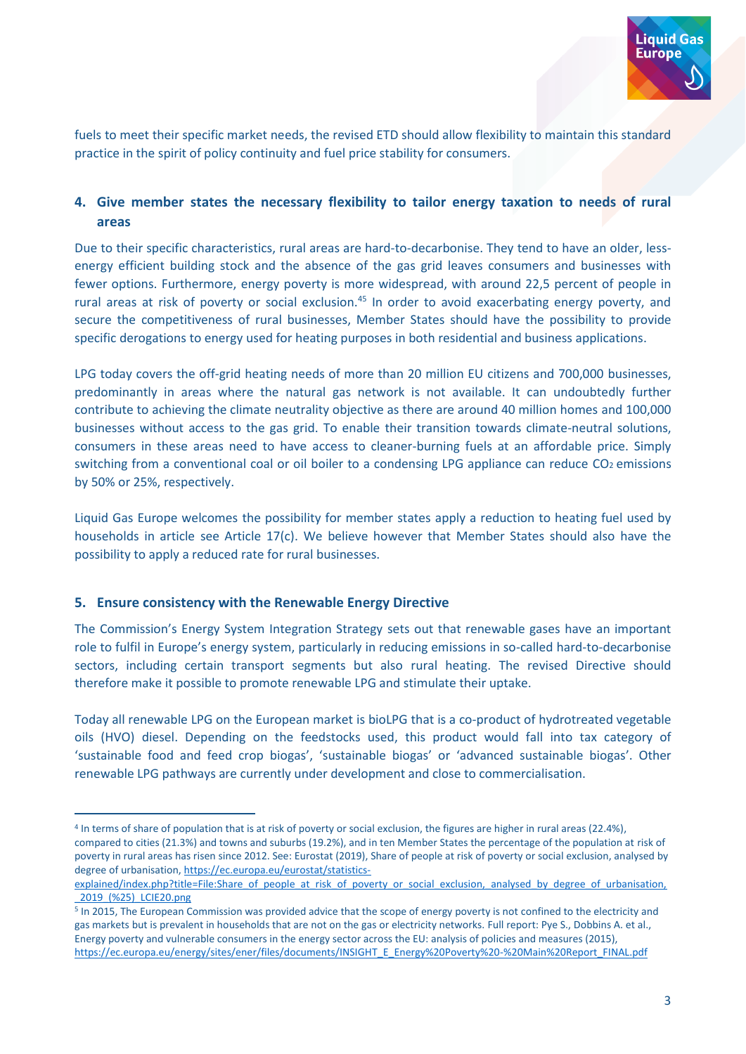fuels to meet their specific market needs, the revised ETD should allow flexibility to maintain this standard practice in the spirit of policy continuity and fuel price stability for consumers.

## 4. Give member states the necessary flexibility to tailor energy taxation to needs of rural areas

Due to their specific characteristics, rural areas are hard-to-decarbonise. They tend to have an older, less-energy efficient building stock and the absence of the gas grid leaves consumers and businesses with fewer options. Furthermore, energy poverty is more widespread, with around 22,5 percent of people in rural areas at risk of poverty or social exclusion.[4][5] In order to avoid exacerbating energy poverty, and secure the competitiveness of rural businesses, Member States should have the possibility to provide specific derogations to energy used for heating purposes in both residential and business applications.

LPG today covers the off-grid heating needs of more than 20 million EU citizens and 700,000 businesses, predominantly in areas where the natural gas network is not available. It can undoubtedly further contribute to achieving the climate neutrality objective as there are around 40 million homes and 100,000 businesses without access to the gas grid. To enable their transition towards climate-neutral solutions, consumers in these areas need to have access to cleaner-burning fuels at an affordable price. Simply switching from a conventional coal or oil boiler to a condensing LPG appliance can reduce $CO_2$ emissions by 50% or 25%, respectively.

Liquid Gas Europe welcomes the possibility for member states apply a reduction to heating fuel used by households in article see Article 17(c). We believe however that Member States should also have the possibility to apply a reduced rate for rural businesses.

## 5. Ensure consistency with the Renewable Energy Directive

The Commission's Energy System Integration Strategy sets out that renewable gases have an important role to fulfil in Europe's energy system, particularly in reducing emissions in so-called hard-to-decarbonise sectors, including certain transport segments but also rural heating. The revised Directive should therefore make it possible to promote renewable LPG and stimulate their uptake.

Today all renewable LPG on the European market is bioLPG that is a co-product of hydrotreated vegetable oils (HVO) diesel. Depending on the feedstocks used, this product would fall into tax category of 'sustainable food and feed crop biogas', 'sustainable biogas' or 'advanced sustainable biogas'. Other renewable LPG pathways are currently under development and close to commercialisation.

---

[4] In terms of share of population that is at risk of poverty or social exclusion, the figures are higher in rural areas (22.4%), compared to cities (21.3%) and towns and suburbs (19.2%), and in ten Member States the percentage of the population at risk of poverty in rural areas has risen since 2012. See: Eurostat (2019), Share of people at risk of poverty or social exclusion, analysed by degree of urbanisation, https://ec.europa.eu/eurostat/statistics-explained/index.php?title=File:Share_of_people_at_risk_of_poverty_or_social_exclusion,_analysed_by_degree_of_urbanisation,_2019_(%25)_LCIE20.png

[5] In 2015, The European Commission was provided advice that the scope of energy poverty is not confined to the electricity and gas markets but is prevalent in households that are not on the gas or electricity networks. Full report: Pye S., Dobbins A. et al., Energy poverty and vulnerable consumers in the energy sector across the EU: analysis of policies and measures (2015), https://ec.europa.eu/energy/sites/ener/files/documents/INSIGHT_E_Energy%20Poverty%20-%20Main%20Report_FINAL.pdf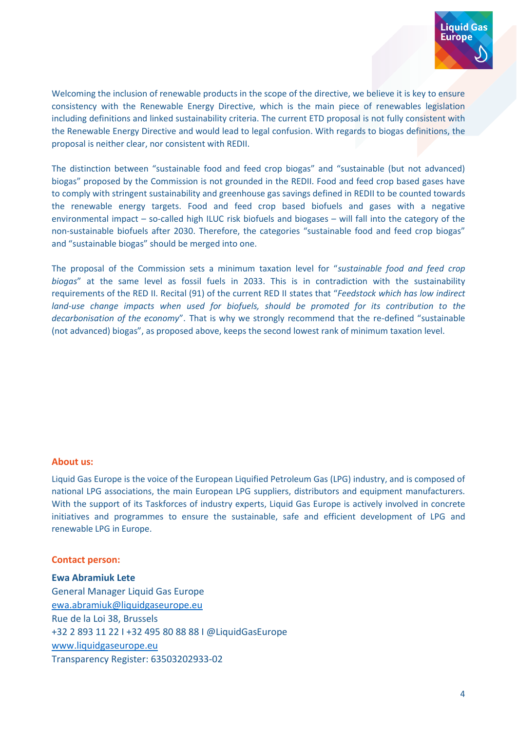Welcoming the inclusion of renewable products in the scope of the directive, we believe it is key to ensure consistency with the Renewable Energy Directive, which is the main piece of renewables legislation including definitions and linked sustainability criteria. The current ETD proposal is not fully consistent with the Renewable Energy Directive and would lead to legal confusion. With regards to biogas definitions, the proposal is neither clear, nor consistent with REDII.

The distinction between "sustainable food and feed crop biogas" and "sustainable (but not advanced) biogas" proposed by the Commission is not grounded in the REDII. Food and feed crop based gases have to comply with stringent sustainability and greenhouse gas savings defined in REDII to be counted towards the renewable energy targets. Food and feed crop based biofuels and gases with a negative environmental impact – so-called high ILUC risk biofuels and biogases – will fall into the category of the non-sustainable biofuels after 2030. Therefore, the categories "sustainable food and feed crop biogas" and "sustainable biogas" should be merged into one.

The proposal of the Commission sets a minimum taxation level for "*sustainable food and feed crop biogas*" at the same level as fossil fuels in 2033. This is in contradiction with the sustainability requirements of the RED II. Recital (91) of the current RED II states that "*Feedstock which has low indirect land-use change impacts when used for biofuels, should be promoted for its contribution to the decarbonisation of the economy*". That is why we strongly recommend that the re-defined "sustainable (not advanced) biogas", as proposed above, keeps the second lowest rank of minimum taxation level.

**About us:**

Liquid Gas Europe is the voice of the European Liquified Petroleum Gas (LPG) industry, and is composed of national LPG associations, the main European LPG suppliers, distributors and equipment manufacturers. With the support of its Taskforces of industry experts, Liquid Gas Europe is actively involved in concrete initiatives and programmes to ensure the sustainable, safe and efficient development of LPG and renewable LPG in Europe.

**Contact person:**

**Ewa Abramiuk Lete**
General Manager Liquid Gas Europe
ewa.abramiuk@liquidgaseurope.eu
Rue de la Loi 38, Brussels
+32 2 893 11 22 I +32 495 80 88 88 I @LiquidGasEurope
www.liquidgaseurope.eu
Transparency Register: 63503202933-02